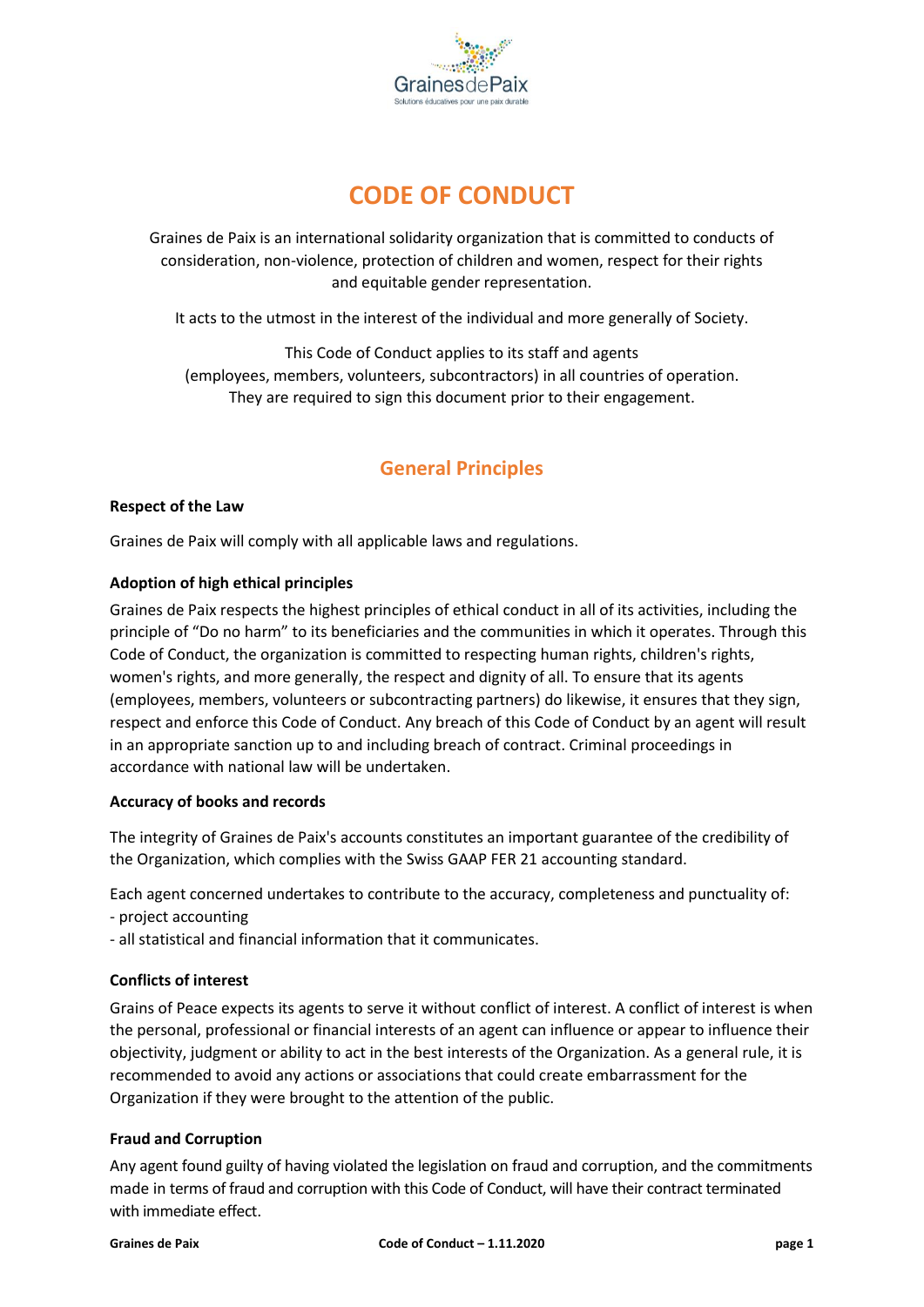# CODE OF CONDUCT

Graines de Paix is an international solidarity organization that is committed to conducts of consideration, non-violence, protection of children and women, respect for their rights and equitable gender representation.

It acts to the utmost in the interest of the individual and more generally of Society.

This Code of Conduct applies to its staff and agents (employees, members, volunteers, subcontractors) in all countries of operation. They are required to sign this document prior to their engagement.

## General Principles

**Respect of the Law**

Graines de Paix will comply with all applicable laws and regulations.

**Adoption of high ethical principles**

Graines de Paix respects the highest principles of ethical conduct in all of its activities, including the principle of "Do no harm" to its beneficiaries and the communities in which it operates. Through this Code of Conduct, the organization is committed to respecting human rights, children's rights, women's rights, and more generally, the respect and dignity of all. To ensure that its agents (employees, members, volunteers or subcontracting partners) do likewise, it ensures that they sign, respect and enforce this Code of Conduct. Any breach of this Code of Conduct by an agent will result in an appropriate sanction up to and including breach of contract. Criminal proceedings in accordance with national law will be undertaken.

**Accuracy of books and records**

The integrity of Graines de Paix's accounts constitutes an important guarantee of the credibility of the Organization, which complies with the Swiss GAAP FER 21 accounting standard.

Each agent concerned undertakes to contribute to the accuracy, completeness and punctuality of:
- project accounting
- all statistical and financial information that it communicates.

**Conflicts of interest**

Grains of Peace expects its agents to serve it without conflict of interest. A conflict of interest is when the personal, professional or financial interests of an agent can influence or appear to influence their objectivity, judgment or ability to act in the best interests of the Organization. As a general rule, it is recommended to avoid any actions or associations that could create embarrassment for the Organization if they were brought to the attention of the public.

**Fraud and Corruption**

Any agent found guilty of having violated the legislation on fraud and corruption, and the commitments made in terms of fraud and corruption with this Code of Conduct, will have their contract terminated with immediate effect.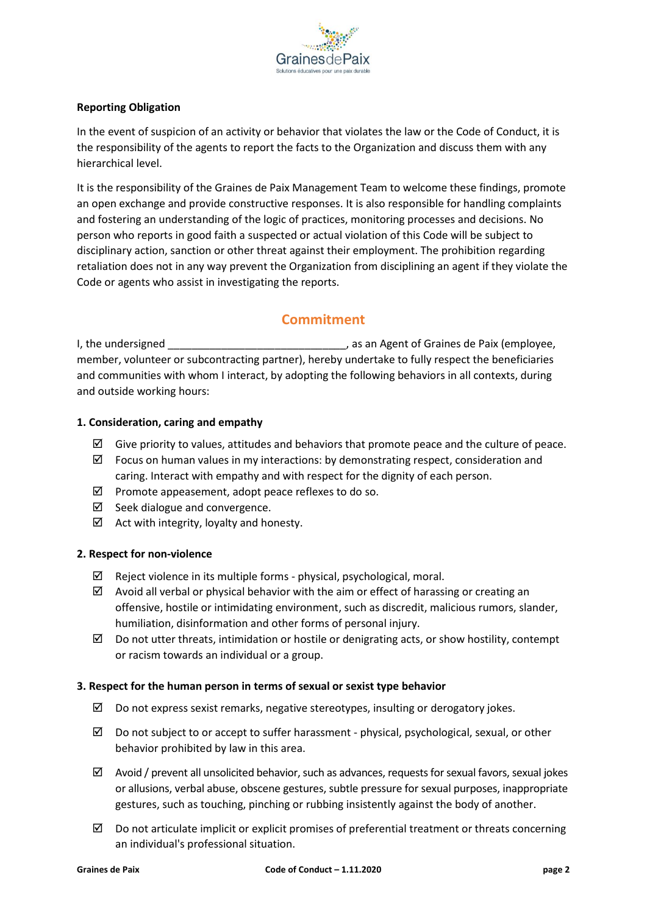**Reporting Obligation**

In the event of suspicion of an activity or behavior that violates the law or the Code of Conduct, it is the responsibility of the agents to report the facts to the Organization and discuss them with any hierarchical level.

It is the responsibility of the Graines de Paix Management Team to welcome these findings, promote an open exchange and provide constructive responses. It is also responsible for handling complaints and fostering an understanding of the logic of practices, monitoring processes and decisions. No person who reports in good faith a suspected or actual violation of this Code will be subject to disciplinary action, sanction or other threat against their employment. The prohibition regarding retaliation does not in any way prevent the Organization from disciplining an agent if they violate the Code or agents who assist in investigating the reports.

## Commitment

I, the undersigned ______________________________, as an Agent of Graines de Paix (employee, member, volunteer or subcontracting partner), hereby undertake to fully respect the beneficiaries and communities with whom I interact, by adopting the following behaviors in all contexts, during and outside working hours:

**1. Consideration, caring and empathy**

- ☑ Give priority to values, attitudes and behaviors that promote peace and the culture of peace.
- ☑ Focus on human values in my interactions: by demonstrating respect, consideration and caring. Interact with empathy and with respect for the dignity of each person.
- ☑ Promote appeasement, adopt peace reflexes to do so.
- ☑ Seek dialogue and convergence.
- ☑ Act with integrity, loyalty and honesty.

**2. Respect for non-violence**

- ☑ Reject violence in its multiple forms - physical, psychological, moral.
- ☑ Avoid all verbal or physical behavior with the aim or effect of harassing or creating an offensive, hostile or intimidating environment, such as discredit, malicious rumors, slander, humiliation, disinformation and other forms of personal injury.
- ☑ Do not utter threats, intimidation or hostile or denigrating acts, or show hostility, contempt or racism towards an individual or a group.

**3. Respect for the human person in terms of sexual or sexist type behavior**

- ☑ Do not express sexist remarks, negative stereotypes, insulting or derogatory jokes.
- ☑ Do not subject to or accept to suffer harassment - physical, psychological, sexual, or other behavior prohibited by law in this area.
- ☑ Avoid / prevent all unsolicited behavior, such as advances, requests for sexual favors, sexual jokes or allusions, verbal abuse, obscene gestures, subtle pressure for sexual purposes, inappropriate gestures, such as touching, pinching or rubbing insistently against the body of another.
- ☑ Do not articulate implicit or explicit promises of preferential treatment or threats concerning an individual's professional situation.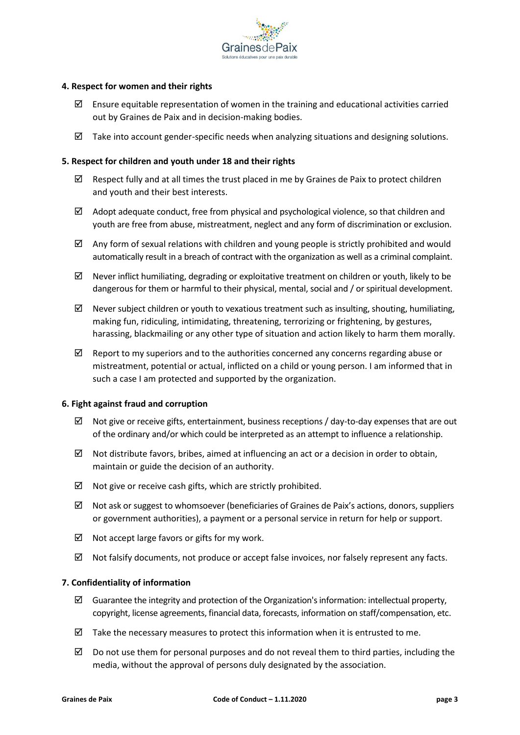#### 4. Respect for women and their rights

- ☑ Ensure equitable representation of women in the training and educational activities carried out by Graines de Paix and in decision-making bodies.
- ☑ Take into account gender-specific needs when analyzing situations and designing solutions.

#### 5. Respect for children and youth under 18 and their rights

- ☑ Respect fully and at all times the trust placed in me by Graines de Paix to protect children and youth and their best interests.
- ☑ Adopt adequate conduct, free from physical and psychological violence, so that children and youth are free from abuse, mistreatment, neglect and any form of discrimination or exclusion.
- ☑ Any form of sexual relations with children and young people is strictly prohibited and would automatically result in a breach of contract with the organization as well as a criminal complaint.
- ☑ Never inflict humiliating, degrading or exploitative treatment on children or youth, likely to be dangerous for them or harmful to their physical, mental, social and / or spiritual development.
- ☑ Never subject children or youth to vexatious treatment such as insulting, shouting, humiliating, making fun, ridiculing, intimidating, threatening, terrorizing or frightening, by gestures, harassing, blackmailing or any other type of situation and action likely to harm them morally.
- ☑ Report to my superiors and to the authorities concerned any concerns regarding abuse or mistreatment, potential or actual, inflicted on a child or young person. I am informed that in such a case I am protected and supported by the organization.

#### 6. Fight against fraud and corruption

- ☑ Not give or receive gifts, entertainment, business receptions / day-to-day expenses that are out of the ordinary and/or which could be interpreted as an attempt to influence a relationship.
- ☑ Not distribute favors, bribes, aimed at influencing an act or a decision in order to obtain, maintain or guide the decision of an authority.
- ☑ Not give or receive cash gifts, which are strictly prohibited.
- ☑ Not ask or suggest to whomsoever (beneficiaries of Graines de Paix's actions, donors, suppliers or government authorities), a payment or a personal service in return for help or support.
- ☑ Not accept large favors or gifts for my work.
- ☑ Not falsify documents, not produce or accept false invoices, nor falsely represent any facts.

#### 7. Confidentiality of information

- ☑ Guarantee the integrity and protection of the Organization's information: intellectual property, copyright, license agreements, financial data, forecasts, information on staff/compensation, etc.
- ☑ Take the necessary measures to protect this information when it is entrusted to me.
- ☑ Do not use them for personal purposes and do not reveal them to third parties, including the media, without the approval of persons duly designated by the association.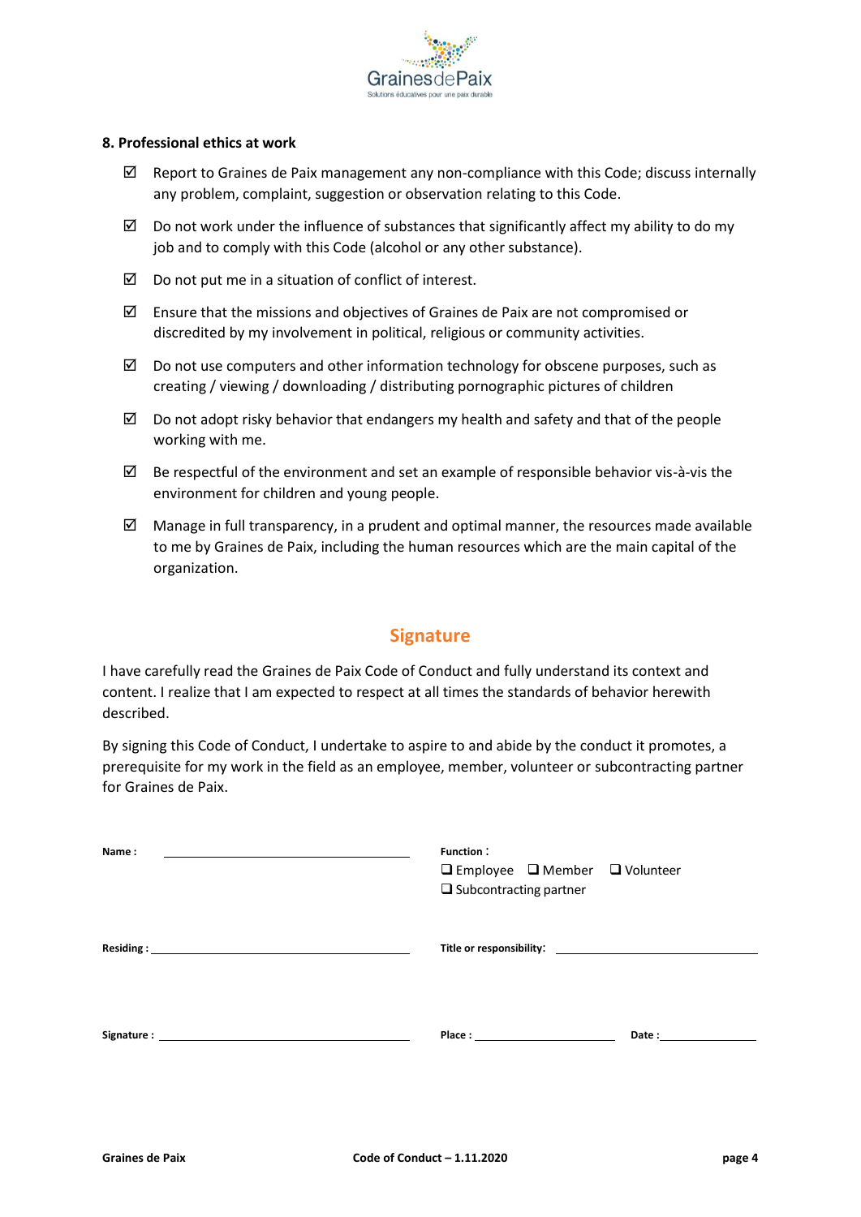### 8. Professional ethics at work

- ☑ Report to Graines de Paix management any non-compliance with this Code; discuss internally any problem, complaint, suggestion or observation relating to this Code.
- ☑ Do not work under the influence of substances that significantly affect my ability to do my job and to comply with this Code (alcohol or any other substance).
- ☑ Do not put me in a situation of conflict of interest.
- ☑ Ensure that the missions and objectives of Graines de Paix are not compromised or discredited by my involvement in political, religious or community activities.
- ☑ Do not use computers and other information technology for obscene purposes, such as creating / viewing / downloading / distributing pornographic pictures of children
- ☑ Do not adopt risky behavior that endangers my health and safety and that of the people working with me.
- ☑ Be respectful of the environment and set an example of responsible behavior vis-à-vis the environment for children and young people.
- ☑ Manage in full transparency, in a prudent and optimal manner, the resources made available to me by Graines de Paix, including the human resources which are the main capital of the organization.

## Signature

I have carefully read the Graines de Paix Code of Conduct and fully understand its context and content. I realize that I am expected to respect at all times the standards of behavior herewith described.

By signing this Code of Conduct, I undertake to aspire to and abide by the conduct it promotes, a prerequisite for my work in the field as an employee, member, volunteer or subcontracting partner for Graines de Paix.

**Name :** ______________________

**Function :**
❑ Employee ❑ Member ❑ Volunteer
❑ Subcontracting partner

**Residing :** ______________________

**Title or responsibility:** ______________________

**Signature :** ______________________

**Place :** ______________________ **Date :** ______________________